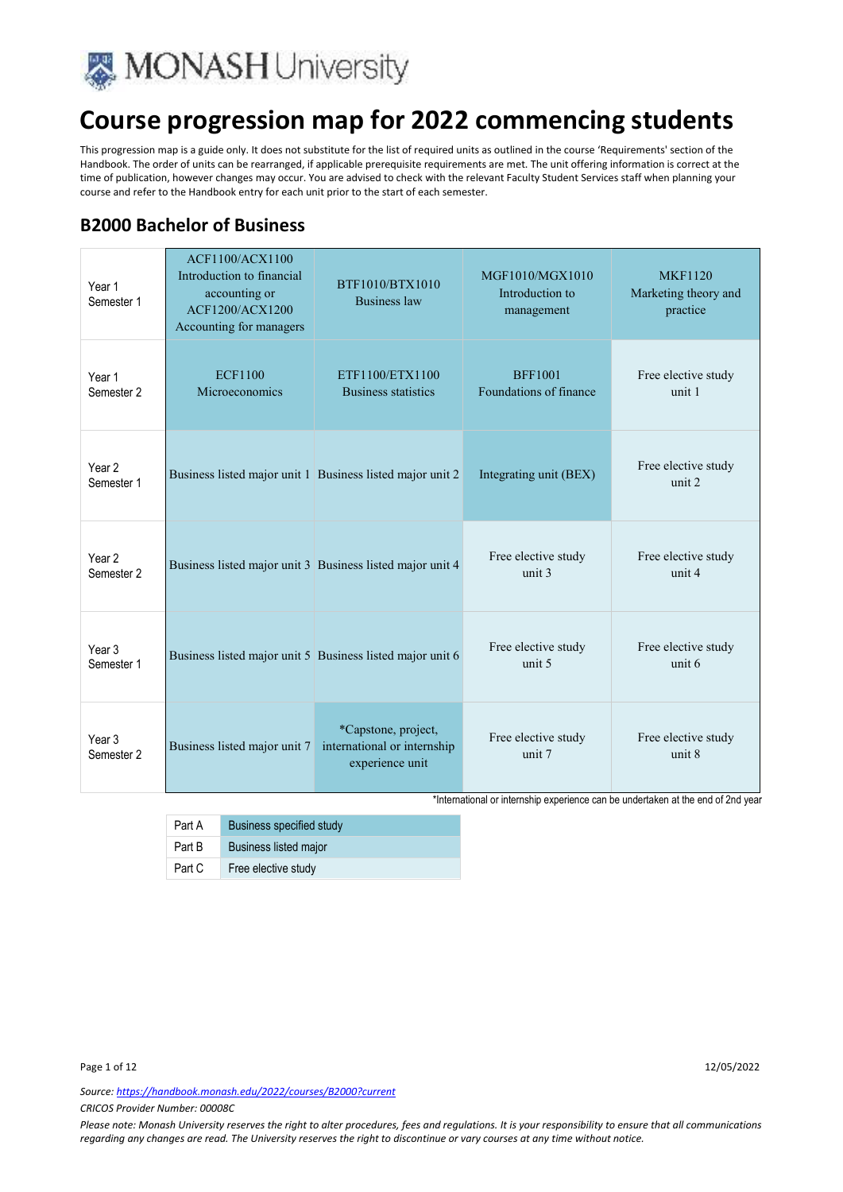# Course progression map for 2022 commencing students

This progression map is a guide only. It does not substitute for the list of required units as outlined in the course 'Requirements' section of the Handbook. The order of units can be rearranged, if applicable prerequisite requirements are met. The unit offering information is correct at the time of publication, however changes may occur. You are advised to check with the relevant Faculty Student Services staff when planning your course and refer to the Handbook entry for each unit prior to the start of each semester.

## B2000 Bachelor of Business

| | | | | |
|---|---|---|---|---|
| Year 1 Semester 1 | ACF1100/ACX1100 Introduction to financial accounting or ACF1200/ACX1200 Accounting for managers | BTF1010/BTX1010 Business law | MGF1010/MGX1010 Introduction to management | MKF1120 Marketing theory and practice |
| Year 1 Semester 2 | ECF1100 Microeconomics | ETF1100/ETX1100 Business statistics | BFF1001 Foundations of finance | Free elective study unit 1 |
| Year 2 Semester 1 | Business listed major unit 1 | Business listed major unit 2 | Integrating unit (BEX) | Free elective study unit 2 |
| Year 2 Semester 2 | Business listed major unit 3 | Business listed major unit 4 | Free elective study unit 3 | Free elective study unit 4 |
| Year 3 Semester 1 | Business listed major unit 5 | Business listed major unit 6 | Free elective study unit 5 | Free elective study unit 6 |
| Year 3 Semester 2 | Business listed major unit 7 | *Capstone, project, international or internship experience unit | Free elective study unit 7 | Free elective study unit 8 |

*International or internship experience can be undertaken at the end of 2nd year

| | |
|---|---|
| Part A | Business specified study |
| Part B | Business listed major |
| Part C | Free elective study |

Source: https://handbook.monash.edu/2022/courses/B2000?current

*CRICOS Provider Number: 00008C*

*Please note: Monash University reserves the right to alter procedures, fees and regulations. It is your responsibility to ensure that all communications regarding any changes are read. The University reserves the right to discontinue or vary courses at any time without notice.*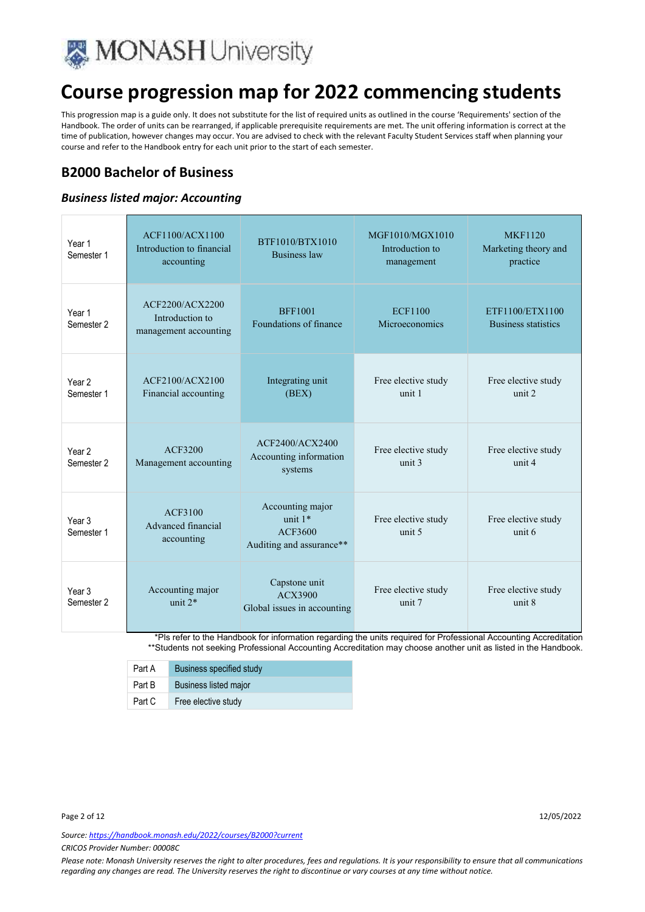# Course progression map for 2022 commencing students

This progression map is a guide only. It does not substitute for the list of required units as outlined in the course 'Requirements' section of the Handbook. The order of units can be rearranged, if applicable prerequisite requirements are met. The unit offering information is correct at the time of publication, however changes may occur. You are advised to check with the relevant Faculty Student Services staff when planning your course and refer to the Handbook entry for each unit prior to the start of each semester.

## B2000 Bachelor of Business

### *Business listed major: Accounting*

| | | | | |
|---|---|---|---|---|
| Year 1 Semester 1 | ACF1100/ACX1100 Introduction to financial accounting | BTF1010/BTX1010 Business law | MGF1010/MGX1010 Introduction to management | MKF1120 Marketing theory and practice |
| Year 1 Semester 2 | ACF2200/ACX2200 Introduction to management accounting | BFF1001 Foundations of finance | ECF1100 Microeconomics | ETF1100/ETX1100 Business statistics |
| Year 2 Semester 1 | ACF2100/ACX2100 Financial accounting | Integrating unit (BEX) | Free elective study unit 1 | Free elective study unit 2 |
| Year 2 Semester 2 | ACF3200 Management accounting | ACF2400/ACX2400 Accounting information systems | Free elective study unit 3 | Free elective study unit 4 |
| Year 3 Semester 1 | ACF3100 Advanced financial accounting | Accounting major unit 1* ACF3600 Auditing and assurance** | Free elective study unit 5 | Free elective study unit 6 |
| Year 3 Semester 2 | Accounting major unit 2* | Capstone unit ACX3900 Global issues in accounting | Free elective study unit 7 | Free elective study unit 8 |

*Pls refer to the Handbook for information regarding the units required for Professional Accounting Accreditation
**Students not seeking Professional Accounting Accreditation may choose another unit as listed in the Handbook.

| | |
|---|---|
| Part A | Business specified study |
| Part B | Business listed major |
| Part C | Free elective study |

*Source: https://handbook.monash.edu/2022/courses/B2000?current*

*CRICOS Provider Number: 00008C*

*Please note: Monash University reserves the right to alter procedures, fees and regulations. It is your responsibility to ensure that all communications regarding any changes are read. The University reserves the right to discontinue or vary courses at any time without notice.*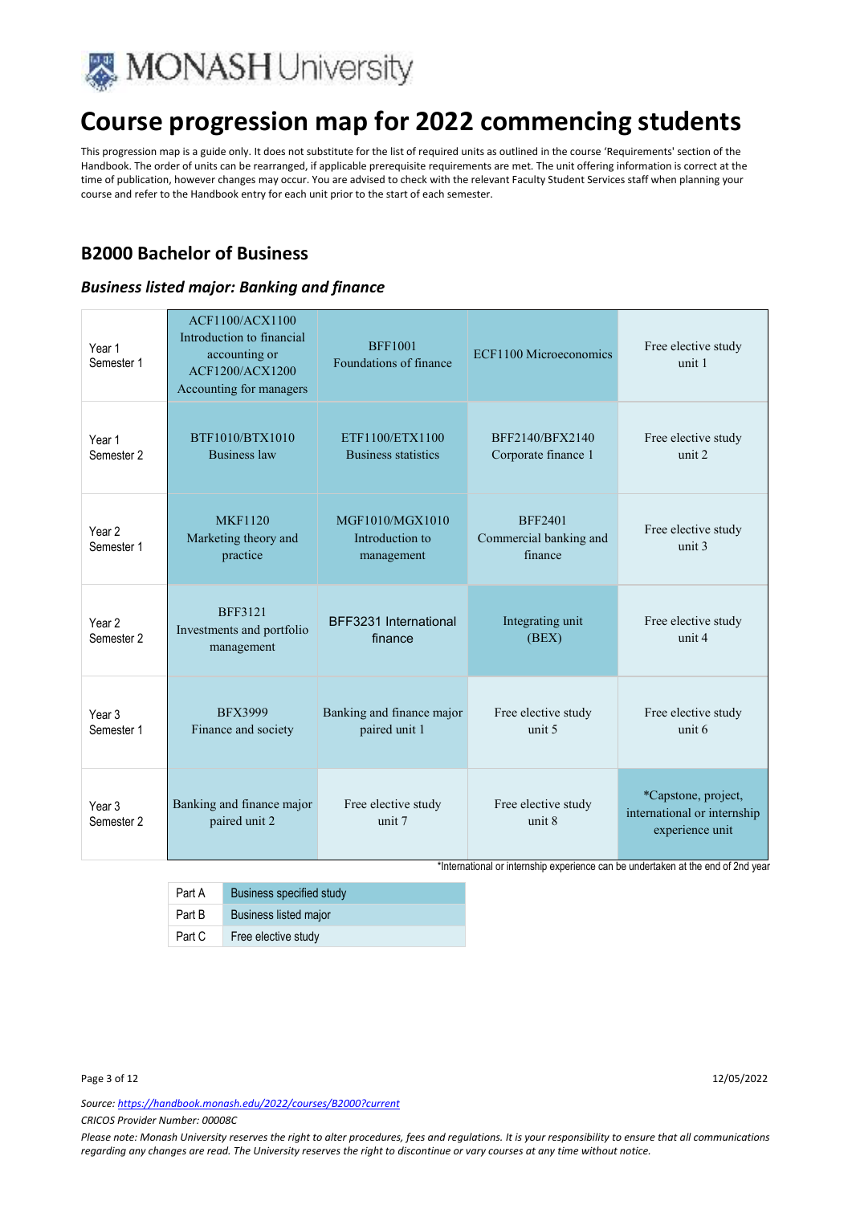# Course progression map for 2022 commencing students

This progression map is a guide only. It does not substitute for the list of required units as outlined in the course 'Requirements' section of the Handbook. The order of units can be rearranged, if applicable prerequisite requirements are met. The unit offering information is correct at the time of publication, however changes may occur. You are advised to check with the relevant Faculty Student Services staff when planning your course and refer to the Handbook entry for each unit prior to the start of each semester.

## B2000 Bachelor of Business

### *Business listed major: Banking and finance*

| | | | | |
|---|---|---|---|---|
| Year 1 Semester 1 | ACF1100/ACX1100 Introduction to financial accounting or ACF1200/ACX1200 Accounting for managers | BFF1001 Foundations of finance | ECF1100 Microeconomics | Free elective study unit 1 |
| Year 1 Semester 2 | BTF1010/BTX1010 Business law | ETF1100/ETX1100 Business statistics | BFF2140/BFX2140 Corporate finance 1 | Free elective study unit 2 |
| Year 2 Semester 1 | MKF1120 Marketing theory and practice | MGF1010/MGX1010 Introduction to management | BFF2401 Commercial banking and finance | Free elective study unit 3 |
| Year 2 Semester 2 | BFF3121 Investments and portfolio management | BFF3231 International finance | Integrating unit (BEX) | Free elective study unit 4 |
| Year 3 Semester 1 | BFX3999 Finance and society | Banking and finance major paired unit 1 | Free elective study unit 5 | Free elective study unit 6 |
| Year 3 Semester 2 | Banking and finance major paired unit 2 | Free elective study unit 7 | Free elective study unit 8 | *Capstone, project, international or internship experience unit |

*International or internship experience can be undertaken at the end of 2nd year

| | |
|---|---|
| Part A | Business specified study |
| Part B | Business listed major |
| Part C | Free elective study |

Source: https://handbook.monash.edu/2022/courses/B2000?current

*CRICOS Provider Number: 00008C*

*Please note: Monash University reserves the right to alter procedures, fees and regulations. It is your responsibility to ensure that all communications regarding any changes are read. The University reserves the right to discontinue or vary courses at any time without notice.*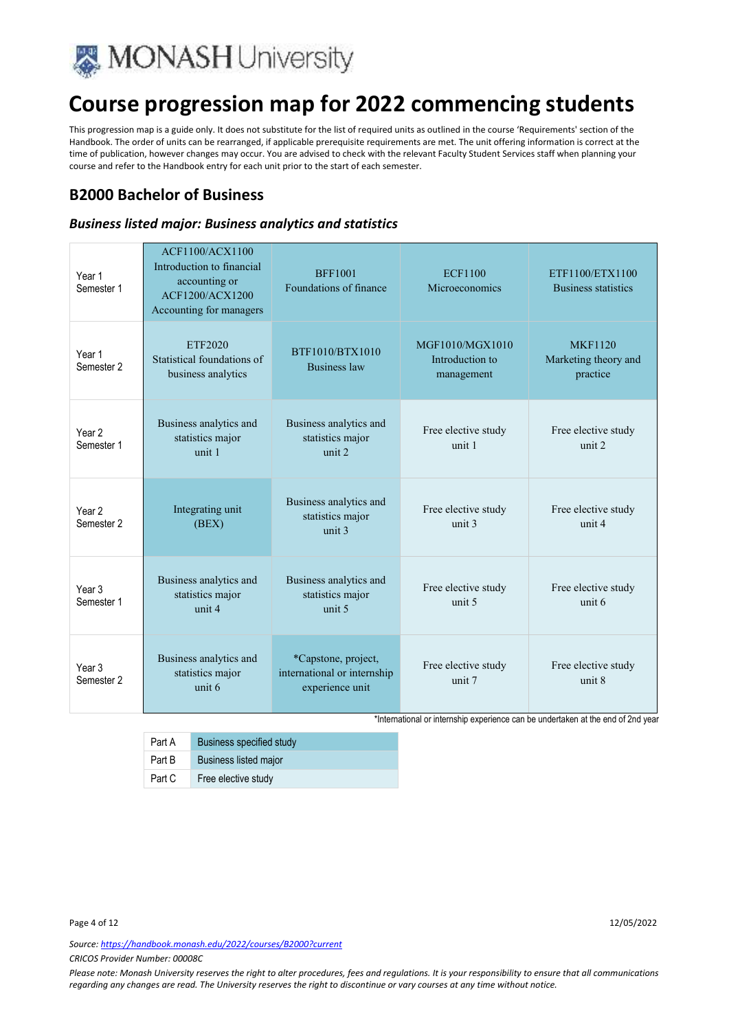# Course progression map for 2022 commencing students

This progression map is a guide only. It does not substitute for the list of required units as outlined in the course 'Requirements' section of the Handbook. The order of units can be rearranged, if applicable prerequisite requirements are met. The unit offering information is correct at the time of publication, however changes may occur. You are advised to check with the relevant Faculty Student Services staff when planning your course and refer to the Handbook entry for each unit prior to the start of each semester.

## B2000 Bachelor of Business

### *Business listed major: Business analytics and statistics*

| | | | | |
|---|---|---|---|---|
| Year 1 Semester 1 | ACF1100/ACX1100 Introduction to financial accounting or ACF1200/ACX1200 Accounting for managers | BFF1001 Foundations of finance | ECF1100 Microeconomics | ETF1100/ETX1100 Business statistics |
| Year 1 Semester 2 | ETF2020 Statistical foundations of business analytics | BTF1010/BTX1010 Business law | MGF1010/MGX1010 Introduction to management | MKF1120 Marketing theory and practice |
| Year 2 Semester 1 | Business analytics and statistics major unit 1 | Business analytics and statistics major unit 2 | Free elective study unit 1 | Free elective study unit 2 |
| Year 2 Semester 2 | Integrating unit (BEX) | Business analytics and statistics major unit 3 | Free elective study unit 3 | Free elective study unit 4 |
| Year 3 Semester 1 | Business analytics and statistics major unit 4 | Business analytics and statistics major unit 5 | Free elective study unit 5 | Free elective study unit 6 |
| Year 3 Semester 2 | Business analytics and statistics major unit 6 | *Capstone, project, international or internship experience unit | Free elective study unit 7 | Free elective study unit 8 |

*International or internship experience can be undertaken at the end of 2nd year

| | |
|---|---|
| Part A | Business specified study |
| Part B | Business listed major |
| Part C | Free elective study |

Source: [https://handbook.monash.edu/2022/courses/B2000?current](https://handbook.monash.edu/2022/courses/B2000?current)

*CRICOS Provider Number: 00008C*

*Please note: Monash University reserves the right to alter procedures, fees and regulations. It is your responsibility to ensure that all communications regarding any changes are read. The University reserves the right to discontinue or vary courses at any time without notice.*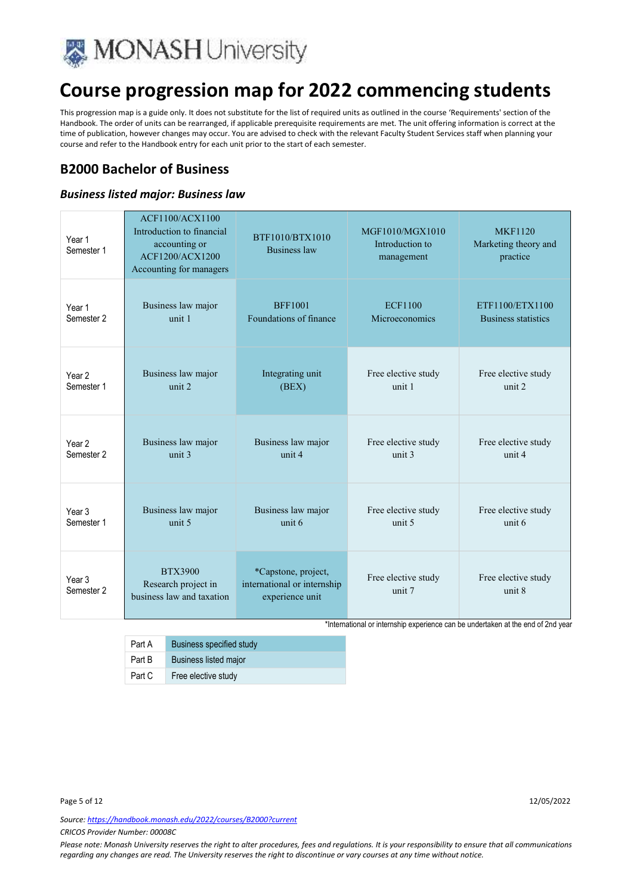# Course progression map for 2022 commencing students

This progression map is a guide only. It does not substitute for the list of required units as outlined in the course 'Requirements' section of the Handbook. The order of units can be rearranged, if applicable prerequisite requirements are met. The unit offering information is correct at the time of publication, however changes may occur. You are advised to check with the relevant Faculty Student Services staff when planning your course and refer to the Handbook entry for each unit prior to the start of each semester.

## B2000 Bachelor of Business

### *Business listed major: Business law*

| | | | | |
|---|---|---|---|---|
| Year 1 Semester 1 | ACF1100/ACX1100 Introduction to financial accounting or ACF1200/ACX1200 Accounting for managers | BTF1010/BTX1010 Business law | MGF1010/MGX1010 Introduction to management | MKF1120 Marketing theory and practice |
| Year 1 Semester 2 | Business law major unit 1 | BFF1001 Foundations of finance | ECF1100 Microeconomics | ETF1100/ETX1100 Business statistics |
| Year 2 Semester 1 | Business law major unit 2 | Integrating unit (BEX) | Free elective study unit 1 | Free elective study unit 2 |
| Year 2 Semester 2 | Business law major unit 3 | Business law major unit 4 | Free elective study unit 3 | Free elective study unit 4 |
| Year 3 Semester 1 | Business law major unit 5 | Business law major unit 6 | Free elective study unit 5 | Free elective study unit 6 |
| Year 3 Semester 2 | BTX3900 Research project in business law and taxation | *Capstone, project, international or internship experience unit | Free elective study unit 7 | Free elective study unit 8 |

*International or internship experience can be undertaken at the end of 2nd year

| | |
|---|---|
| Part A | Business specified study |
| Part B | Business listed major |
| Part C | Free elective study |

Source: https://handbook.monash.edu/2022/courses/B2000?current

CRICOS Provider Number: 00008C

*Please note: Monash University reserves the right to alter procedures, fees and regulations. It is your responsibility to ensure that all communications regarding any changes are read. The University reserves the right to discontinue or vary courses at any time without notice.*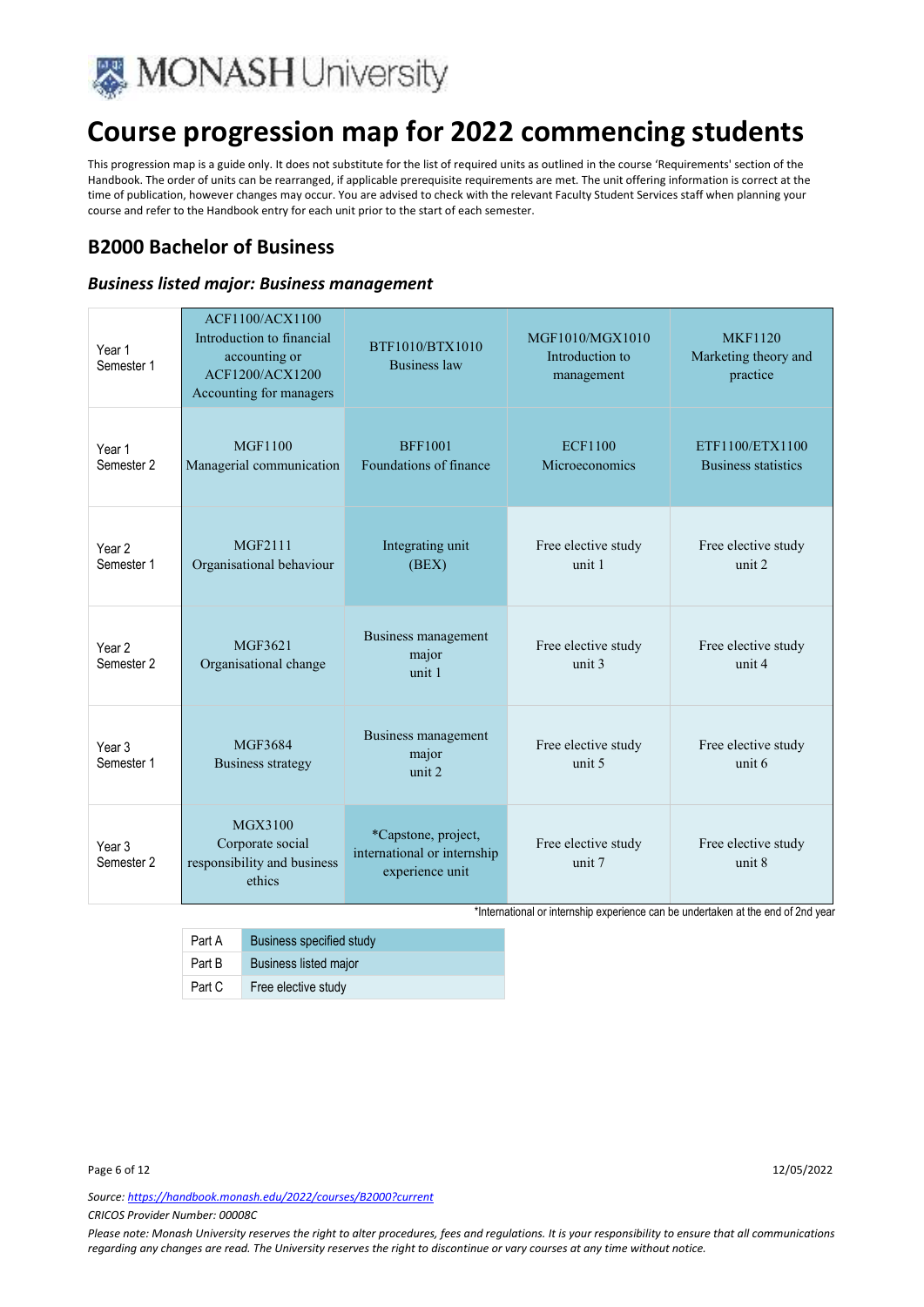# Course progression map for 2022 commencing students

This progression map is a guide only. It does not substitute for the list of required units as outlined in the course 'Requirements' section of the Handbook. The order of units can be rearranged, if applicable prerequisite requirements are met. The unit offering information is correct at the time of publication, however changes may occur. You are advised to check with the relevant Faculty Student Services staff when planning your course and refer to the Handbook entry for each unit prior to the start of each semester.

## B2000 Bachelor of Business

### *Business listed major: Business management*

| | | | | |
|---|---|---|---|---|
| Year 1 Semester 1 | ACF1100/ACX1100 Introduction to financial accounting or ACF1200/ACX1200 Accounting for managers | BTF1010/BTX1010 Business law | MGF1010/MGX1010 Introduction to management | MKF1120 Marketing theory and practice |
| Year 1 Semester 2 | MGF1100 Managerial communication | BFF1001 Foundations of finance | ECF1100 Microeconomics | ETF1100/ETX1100 Business statistics |
| Year 2 Semester 1 | MGF2111 Organisational behaviour | Integrating unit (BEX) | Free elective study unit 1 | Free elective study unit 2 |
| Year 2 Semester 2 | MGF3621 Organisational change | Business management major unit 1 | Free elective study unit 3 | Free elective study unit 4 |
| Year 3 Semester 1 | MGF3684 Business strategy | Business management major unit 2 | Free elective study unit 5 | Free elective study unit 6 |
| Year 3 Semester 2 | MGX3100 Corporate social responsibility and business ethics | *Capstone, project, international or internship experience unit | Free elective study unit 7 | Free elective study unit 8 |

*International or internship experience can be undertaken at the end of 2nd year

| | |
|---|---|
| Part A | Business specified study |
| Part B | Business listed major |
| Part C | Free elective study |

Source: https://handbook.monash.edu/2022/courses/B2000?current

*CRICOS Provider Number: 00008C*

*Please note: Monash University reserves the right to alter procedures, fees and regulations. It is your responsibility to ensure that all communications regarding any changes are read. The University reserves the right to discontinue or vary courses at any time without notice.*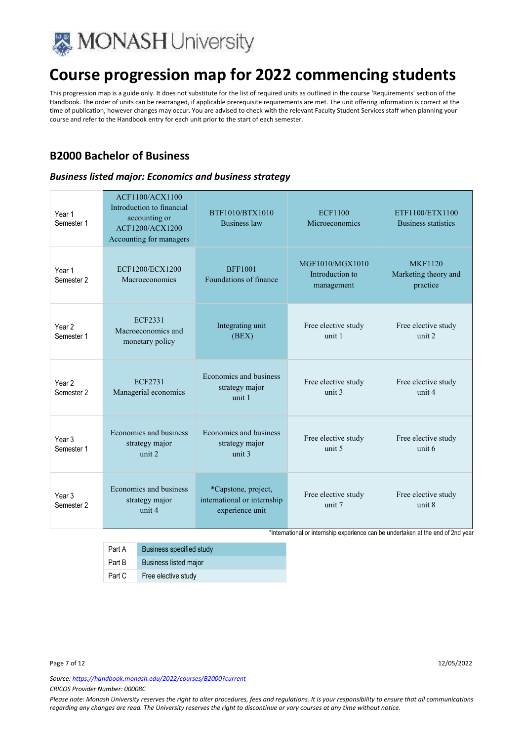# Course progression map for 2022 commencing students

This progression map is a guide only. It does not substitute for the list of required units as outlined in the course 'Requirements' section of the Handbook. The order of units can be rearranged, if applicable prerequisite requirements are met. The unit offering information is correct at the time of publication, however changes may occur. You are advised to check with the relevant Faculty Student Services staff when planning your course and refer to the Handbook entry for each unit prior to the start of each semester.

## B2000 Bachelor of Business

### *Business listed major: Economics and business strategy*

| | | | | |
|---|---|---|---|---|
| Year 1 Semester 1 | ACF1100/ACX1100 Introduction to financial accounting or ACF1200/ACX1200 Accounting for managers | BTF1010/BTX1010 Business law | ECF1100 Microeconomics | ETF1100/ETX1100 Business statistics |
| Year 1 Semester 2 | ECF1200/ECX1200 Macroeconomics | BFF1001 Foundations of finance | MGF1010/MGX1010 Introduction to management | MKF1120 Marketing theory and practice |
| Year 2 Semester 1 | ECF2331 Macroeconomics and monetary policy | Integrating unit (BEX) | Free elective study unit 1 | Free elective study unit 2 |
| Year 2 Semester 2 | ECF2731 Managerial economics | Economics and business strategy major unit 1 | Free elective study unit 3 | Free elective study unit 4 |
| Year 3 Semester 1 | Economics and business strategy major unit 2 | Economics and business strategy major unit 3 | Free elective study unit 5 | Free elective study unit 6 |
| Year 3 Semester 2 | Economics and business strategy major unit 4 | *Capstone, project, international or internship experience unit | Free elective study unit 7 | Free elective study unit 8 |

*International or internship experience can be undertaken at the end of 2nd year

| | |
|---|---|
| Part A | Business specified study |
| Part B | Business listed major |
| Part C | Free elective study |

12/05/2022

*Source: https://handbook.monash.edu/2022/courses/B2000?current*

*CRICOS Provider Number: 00008C*

*Please note: Monash University reserves the right to alter procedures, fees and regulations. It is your responsibility to ensure that all communications regarding any changes are read. The University reserves the right to discontinue or vary courses at any time without notice.*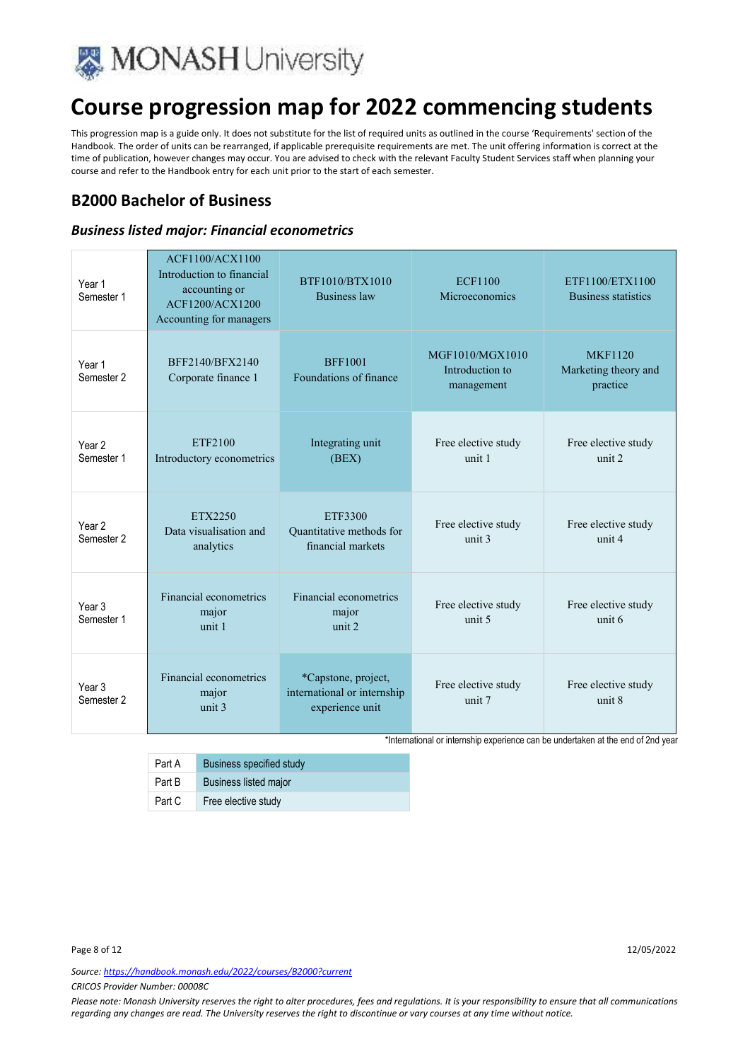# Course progression map for 2022 commencing students

This progression map is a guide only. It does not substitute for the list of required units as outlined in the course 'Requirements' section of the Handbook. The order of units can be rearranged, if applicable prerequisite requirements are met. The unit offering information is correct at the time of publication, however changes may occur. You are advised to check with the relevant Faculty Student Services staff when planning your course and refer to the Handbook entry for each unit prior to the start of each semester.

## B2000 Bachelor of Business

### *Business listed major: Financial econometrics*

| | | | | |
|---|---|---|---|---|
| Year 1 Semester 1 | ACF1100/ACX1100 Introduction to financial accounting or ACF1200/ACX1200 Accounting for managers | BTF1010/BTX1010 Business law | ECF1100 Microeconomics | ETF1100/ETX1100 Business statistics |
| Year 1 Semester 2 | BFF2140/BFX2140 Corporate finance 1 | BFF1001 Foundations of finance | MGF1010/MGX1010 Introduction to management | MKF1120 Marketing theory and practice |
| Year 2 Semester 1 | ETF2100 Introductory econometrics | Integrating unit (BEX) | Free elective study unit 1 | Free elective study unit 2 |
| Year 2 Semester 2 | ETX2250 Data visualisation and analytics | ETF3300 Quantitative methods for financial markets | Free elective study unit 3 | Free elective study unit 4 |
| Year 3 Semester 1 | Financial econometrics major unit 1 | Financial econometrics major unit 2 | Free elective study unit 5 | Free elective study unit 6 |
| Year 3 Semester 2 | Financial econometrics major unit 3 | *Capstone, project, international or internship experience unit | Free elective study unit 7 | Free elective study unit 8 |

*International or internship experience can be undertaken at the end of 2nd year

| | |
|---|---|
| Part A | Business specified study |
| Part B | Business listed major |
| Part C | Free elective study |

*Source: https://handbook.monash.edu/2022/courses/B2000?current*

*CRICOS Provider Number: 00008C*

*Please note: Monash University reserves the right to alter procedures, fees and regulations. It is your responsibility to ensure that all communications regarding any changes are read. The University reserves the right to discontinue or vary courses at any time without notice.*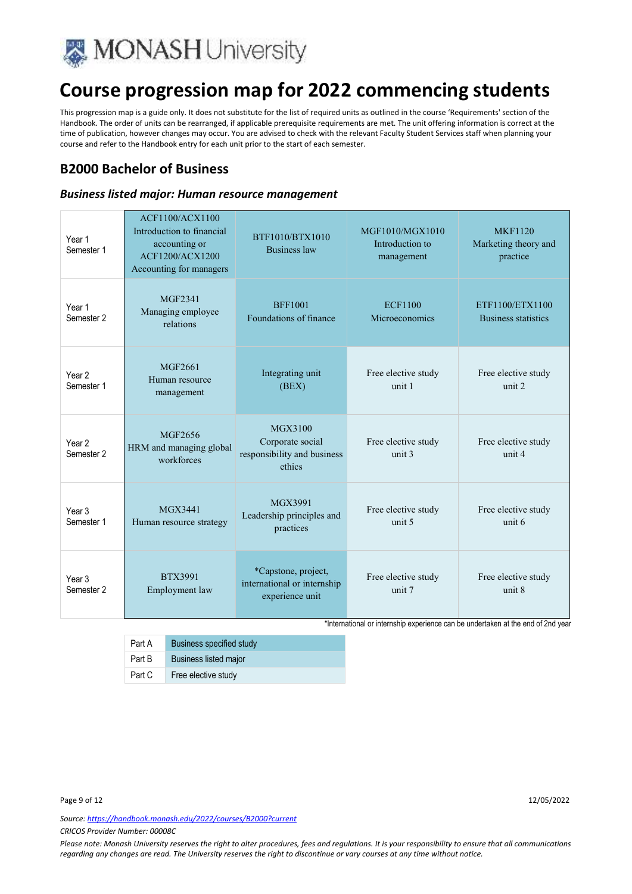# Course progression map for 2022 commencing students

This progression map is a guide only. It does not substitute for the list of required units as outlined in the course 'Requirements' section of the Handbook. The order of units can be rearranged, if applicable prerequisite requirements are met. The unit offering information is correct at the time of publication, however changes may occur. You are advised to check with the relevant Faculty Student Services staff when planning your course and refer to the Handbook entry for each unit prior to the start of each semester.

## B2000 Bachelor of Business

### *Business listed major: Human resource management*

| | | | | |
|---|---|---|---|---|
| Year 1 Semester 1 | ACF1100/ACX1100 Introduction to financial accounting or ACF1200/ACX1200 Accounting for managers | BTF1010/BTX1010 Business law | MGF1010/MGX1010 Introduction to management | MKF1120 Marketing theory and practice |
| Year 1 Semester 2 | MGF2341 Managing employee relations | BFF1001 Foundations of finance | ECF1100 Microeconomics | ETF1100/ETX1100 Business statistics |
| Year 2 Semester 1 | MGF2661 Human resource management | Integrating unit (BEX) | Free elective study unit 1 | Free elective study unit 2 |
| Year 2 Semester 2 | MGF2656 HRM and managing global workforces | MGX3100 Corporate social responsibility and business ethics | Free elective study unit 3 | Free elective study unit 4 |
| Year 3 Semester 1 | MGX3441 Human resource strategy | MGX3991 Leadership principles and practices | Free elective study unit 5 | Free elective study unit 6 |
| Year 3 Semester 2 | BTX3991 Employment law | *Capstone, project, international or internship experience unit | Free elective study unit 7 | Free elective study unit 8 |

*International or internship experience can be undertaken at the end of 2nd year

| | |
|---|---|
| Part A | Business specified study |
| Part B | Business listed major |
| Part C | Free elective study |

Source: https://handbook.monash.edu/2022/courses/B2000?current

CRICOS Provider Number: 00008C

*Please note: Monash University reserves the right to alter procedures, fees and regulations. It is your responsibility to ensure that all communications regarding any changes are read. The University reserves the right to discontinue or vary courses at any time without notice.*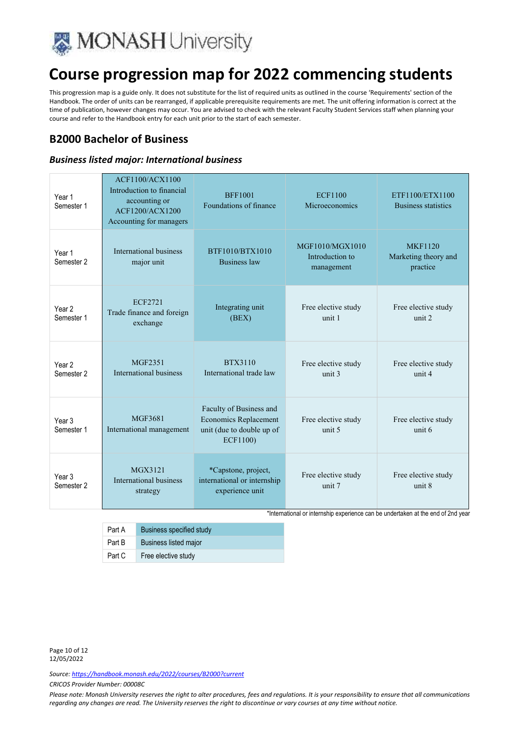# Course progression map for 2022 commencing students

This progression map is a guide only. It does not substitute for the list of required units as outlined in the course 'Requirements' section of the Handbook. The order of units can be rearranged, if applicable prerequisite requirements are met. The unit offering information is correct at the time of publication, however changes may occur. You are advised to check with the relevant Faculty Student Services staff when planning your course and refer to the Handbook entry for each unit prior to the start of each semester.

## B2000 Bachelor of Business

### *Business listed major: International business*

| | | | | |
|---|---|---|---|---|
| Year 1 Semester 1 | ACF1100/ACX1100 Introduction to financial accounting or ACF1200/ACX1200 Accounting for managers | BFF1001 Foundations of finance | ECF1100 Microeconomics | ETF1100/ETX1100 Business statistics |
| Year 1 Semester 2 | International business major unit | BTF1010/BTX1010 Business law | MGF1010/MGX1010 Introduction to management | MKF1120 Marketing theory and practice |
| Year 2 Semester 1 | ECF2721 Trade finance and foreign exchange | Integrating unit (BEX) | Free elective study unit 1 | Free elective study unit 2 |
| Year 2 Semester 2 | MGF2351 International business | BTX3110 International trade law | Free elective study unit 3 | Free elective study unit 4 |
| Year 3 Semester 1 | MGF3681 International management | Faculty of Business and Economics Replacement unit (due to double up of ECF1100) | Free elective study unit 5 | Free elective study unit 6 |
| Year 3 Semester 2 | MGX3121 International business strategy | *Capstone, project, international or internship experience unit | Free elective study unit 7 | Free elective study unit 8 |

*International or internship experience can be undertaken at the end of 2nd year

| | |
|---|---|
| Part A | Business specified study |
| Part B | Business listed major |
| Part C | Free elective study |

12/05/2022

*Source: https://handbook.monash.edu/2022/courses/B2000?current*

*CRICOS Provider Number: 00008C*

*Please note: Monash University reserves the right to alter procedures, fees and regulations. It is your responsibility to ensure that all communications regarding any changes are read. The University reserves the right to discontinue or vary courses at any time without notice.*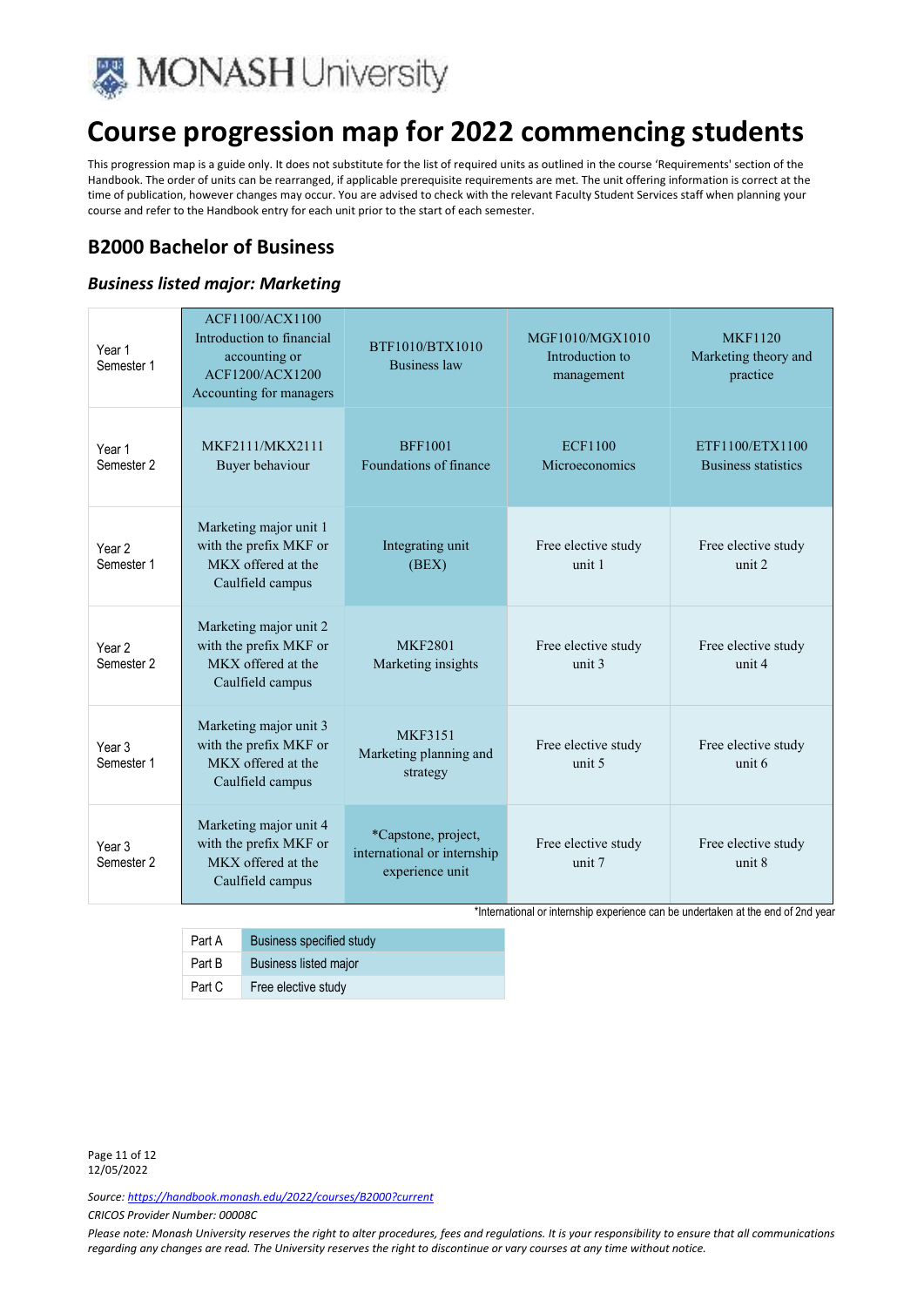# Course progression map for 2022 commencing students

This progression map is a guide only. It does not substitute for the list of required units as outlined in the course 'Requirements' section of the Handbook. The order of units can be rearranged, if applicable prerequisite requirements are met. The unit offering information is correct at the time of publication, however changes may occur. You are advised to check with the relevant Faculty Student Services staff when planning your course and refer to the Handbook entry for each unit prior to the start of each semester.

## B2000 Bachelor of Business

### *Business listed major: Marketing*

| | | | | |
|---|---|---|---|---|
| Year 1 Semester 1 | ACF1100/ACX1100 Introduction to financial accounting or ACF1200/ACX1200 Accounting for managers | BTF1010/BTX1010 Business law | MGF1010/MGX1010 Introduction to management | MKF1120 Marketing theory and practice |
| Year 1 Semester 2 | MKF2111/MKX2111 Buyer behaviour | BFF1001 Foundations of finance | ECF1100 Microeconomics | ETF1100/ETX1100 Business statistics |
| Year 2 Semester 1 | Marketing major unit 1 with the prefix MKF or MKX offered at the Caulfield campus | Integrating unit (BEX) | Free elective study unit 1 | Free elective study unit 2 |
| Year 2 Semester 2 | Marketing major unit 2 with the prefix MKF or MKX offered at the Caulfield campus | MKF2801 Marketing insights | Free elective study unit 3 | Free elective study unit 4 |
| Year 3 Semester 1 | Marketing major unit 3 with the prefix MKF or MKX offered at the Caulfield campus | MKF3151 Marketing planning and strategy | Free elective study unit 5 | Free elective study unit 6 |
| Year 3 Semester 2 | Marketing major unit 4 with the prefix MKF or MKX offered at the Caulfield campus | *Capstone, project, international or internship experience unit | Free elective study unit 7 | Free elective study unit 8 |

*International or internship experience can be undertaken at the end of 2nd year

| | |
|---|---|
| Part A | Business specified study |
| Part B | Business listed major |
| Part C | Free elective study |

*Source: https://handbook.monash.edu/2022/courses/B2000?current*

*CRICOS Provider Number: 00008C*

*Please note: Monash University reserves the right to alter procedures, fees and regulations. It is your responsibility to ensure that all communications regarding any changes are read. The University reserves the right to discontinue or vary courses at any time without notice.*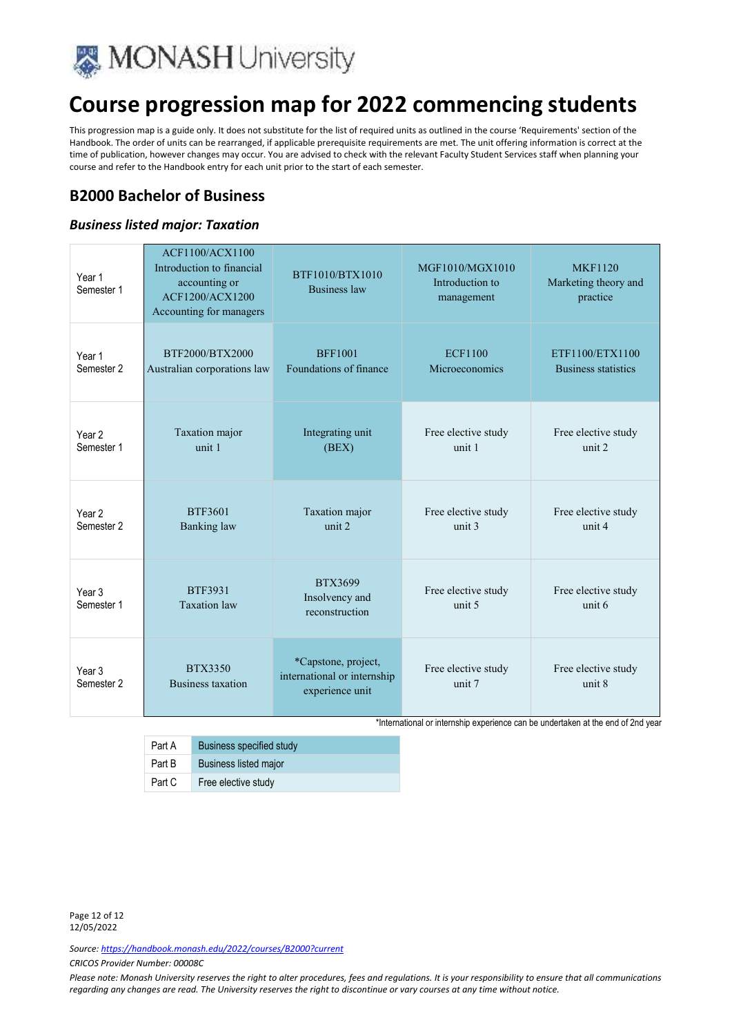# Course progression map for 2022 commencing students

This progression map is a guide only. It does not substitute for the list of required units as outlined in the course 'Requirements' section of the Handbook. The order of units can be rearranged, if applicable prerequisite requirements are met. The unit offering information is correct at the time of publication, however changes may occur. You are advised to check with the relevant Faculty Student Services staff when planning your course and refer to the Handbook entry for each unit prior to the start of each semester.

## B2000 Bachelor of Business

### *Business listed major: Taxation*

| | | | | |
|---|---|---|---|---|
| Year 1 Semester 1 | ACF1100/ACX1100 Introduction to financial accounting or ACF1200/ACX1200 Accounting for managers | BTF1010/BTX1010 Business law | MGF1010/MGX1010 Introduction to management | MKF1120 Marketing theory and practice |
| Year 1 Semester 2 | BTF2000/BTX2000 Australian corporations law | BFF1001 Foundations of finance | ECF1100 Microeconomics | ETF1100/ETX1100 Business statistics |
| Year 2 Semester 1 | Taxation major unit 1 | Integrating unit (BEX) | Free elective study unit 1 | Free elective study unit 2 |
| Year 2 Semester 2 | BTF3601 Banking law | Taxation major unit 2 | Free elective study unit 3 | Free elective study unit 4 |
| Year 3 Semester 1 | BTF3931 Taxation law | BTX3699 Insolvency and reconstruction | Free elective study unit 5 | Free elective study unit 6 |
| Year 3 Semester 2 | BTX3350 Business taxation | *Capstone, project, international or internship experience unit | Free elective study unit 7 | Free elective study unit 8 |

*International or internship experience can be undertaken at the end of 2nd year

| | |
|---|---|
| Part A | Business specified study |
| Part B | Business listed major |
| Part C | Free elective study |

12/05/2022

*Source: https://handbook.monash.edu/2022/courses/B2000?current*

*CRICOS Provider Number: 00008C*

*Please note: Monash University reserves the right to alter procedures, fees and regulations. It is your responsibility to ensure that all communications regarding any changes are read. The University reserves the right to discontinue or vary courses at any time without notice.*